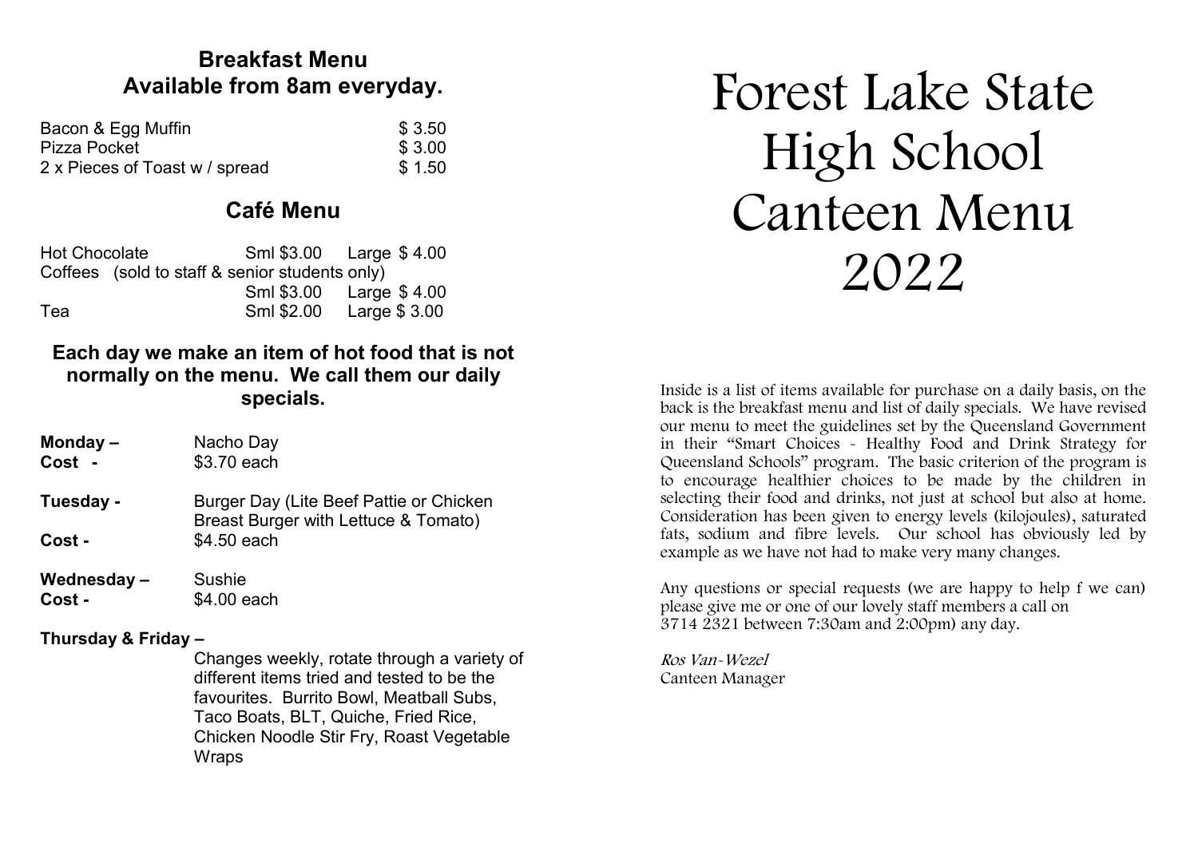## Breakfast Menu
## Available from 8am everyday.

| Item | Price |
|---|---|
| Bacon & Egg Muffin | $ 3.50 |
| Pizza Pocket | $ 3.00 |
| 2 x Pieces of Toast w / spread | $ 1.50 |

## Café Menu

| Item | Small | Large |
|---|---|---|
| Hot Chocolate | Sml $3.00 | Large $ 4.00 |
| Coffees (sold to staff & senior students only) | Sml $3.00 | Large $ 4.00 |
| Tea | Sml $2.00 | Large $ 3.00 |

### Each day we make an item of hot food that is not normally on the menu. We call them our daily specials.

**Monday –** Nacho Day
**Cost -** $3.70 each

**Tuesday -** Burger Day (Lite Beef Pattie or Chicken Breast Burger with Lettuce & Tomato)
**Cost -** $4.50 each

**Wednesday –** Sushie
**Cost -** $4.00 each

**Thursday & Friday –**
Changes weekly, rotate through a variety of different items tried and tested to be the favourites. Burrito Bowl, Meatball Subs, Taco Boats, BLT, Quiche, Fried Rice, Chicken Noodle Stir Fry, Roast Vegetable Wraps

# Forest Lake State High School Canteen Menu 2022

Inside is a list of items available for purchase on a daily basis, on the back is the breakfast menu and list of daily specials. We have revised our menu to meet the guidelines set by the Queensland Government in their "Smart Choices - Healthy Food and Drink Strategy for Queensland Schools" program. The basic criterion of the program is to encourage healthier choices to be made by the children in selecting their food and drinks, not just at school but also at home. Consideration has been given to energy levels (kilojoules), saturated fats, sodium and fibre levels. Our school has obviously led by example as we have not had to make very many changes.

Any questions or special requests (we are happy to help f we can) please give me or one of our lovely staff members a call on 3714 2321 between 7:30am and 2:00pm) any day.

*Ros Van-Wezel*
Canteen Manager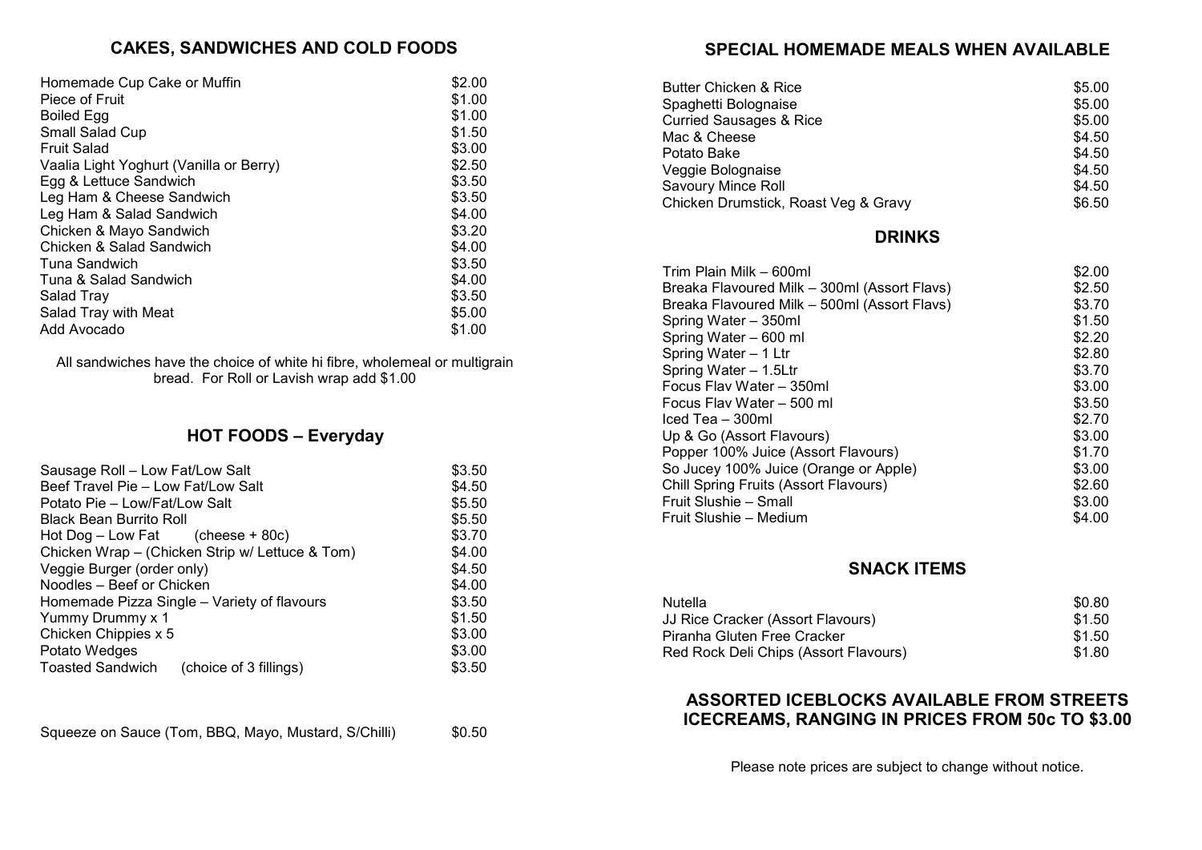## CAKES, SANDWICHES AND COLD FOODS

| | |
|---|---|
| Homemade Cup Cake or Muffin | $2.00 |
| Piece of Fruit | $1.00 |
| Boiled Egg | $1.00 |
| Small Salad Cup | $1.50 |
| Fruit Salad | $3.00 |
| Vaalia Light Yoghurt (Vanilla or Berry) | $2.50 |
| Egg & Lettuce Sandwich | $3.50 |
| Leg Ham & Cheese Sandwich | $3.50 |
| Leg Ham & Salad Sandwich | $4.00 |
| Chicken & Mayo Sandwich | $3.20 |
| Chicken & Salad Sandwich | $4.00 |
| Tuna Sandwich | $3.50 |
| Tuna & Salad Sandwich | $4.00 |
| Salad Tray | $3.50 |
| Salad Tray with Meat | $5.00 |
| Add Avocado | $1.00 |

All sandwiches have the choice of white hi fibre, wholemeal or multigrain bread. For Roll or Lavish wrap add $1.00

## HOT FOODS – Everyday

| | |
|---|---|
| Sausage Roll – Low Fat/Low Salt | $3.50 |
| Beef Travel Pie – Low Fat/Low Salt | $4.50 |
| Potato Pie – Low/Fat/Low Salt | $5.50 |
| Black Bean Burrito Roll | $5.50 |
| Hot Dog – Low Fat (cheese + 80c) | $3.70 |
| Chicken Wrap – (Chicken Strip w/ Lettuce & Tom) | $4.00 |
| Veggie Burger (order only) | $4.50 |
| Noodles – Beef or Chicken | $4.00 |
| Homemade Pizza Single – Variety of flavours | $3.50 |
| Yummy Drummy x 1 | $1.50 |
| Chicken Chippies x 5 | $3.00 |
| Potato Wedges | $3.00 |
| Toasted Sandwich (choice of 3 fillings) | $3.50 |

| | |
|---|---|
| Squeeze on Sauce (Tom, BBQ, Mayo, Mustard, S/Chilli) | $0.50 |

## SPECIAL HOMEMADE MEALS WHEN AVAILABLE

| | |
|---|---|
| Butter Chicken & Rice | $5.00 |
| Spaghetti Bolognaise | $5.00 |
| Curried Sausages & Rice | $5.00 |
| Mac & Cheese | $4.50 |
| Potato Bake | $4.50 |
| Veggie Bolognaise | $4.50 |
| Savoury Mince Roll | $4.50 |
| Chicken Drumstick, Roast Veg & Gravy | $6.50 |

## DRINKS

| | |
|---|---|
| Trim Plain Milk – 600ml | $2.00 |
| Breaka Flavoured Milk – 300ml (Assort Flavs) | $2.50 |
| Breaka Flavoured Milk – 500ml (Assort Flavs) | $3.70 |
| Spring Water – 350ml | $1.50 |
| Spring Water – 600 ml | $2.20 |
| Spring Water – 1 Ltr | $2.80 |
| Spring Water – 1.5Ltr | $3.70 |
| Focus Flav Water – 350ml | $3.00 |
| Focus Flav Water – 500 ml | $3.50 |
| Iced Tea – 300ml | $2.70 |
| Up & Go (Assort Flavours) | $3.00 |
| Popper 100% Juice (Assort Flavours) | $1.70 |
| So Jucey 100% Juice (Orange or Apple) | $3.00 |
| Chill Spring Fruits (Assort Flavours) | $2.60 |
| Fruit Slushie – Small | $3.00 |
| Fruit Slushie – Medium | $4.00 |

## SNACK ITEMS

| | |
|---|---|
| Nutella | $0.80 |
| JJ Rice Cracker (Assort Flavours) | $1.50 |
| Piranha Gluten Free Cracker | $1.50 |
| Red Rock Deli Chips (Assort Flavours) | $1.80 |

## ASSORTED ICEBLOCKS AVAILABLE FROM STREETS ICECREAMS, RANGING IN PRICES FROM 50c TO $3.00

Please note prices are subject to change without notice.